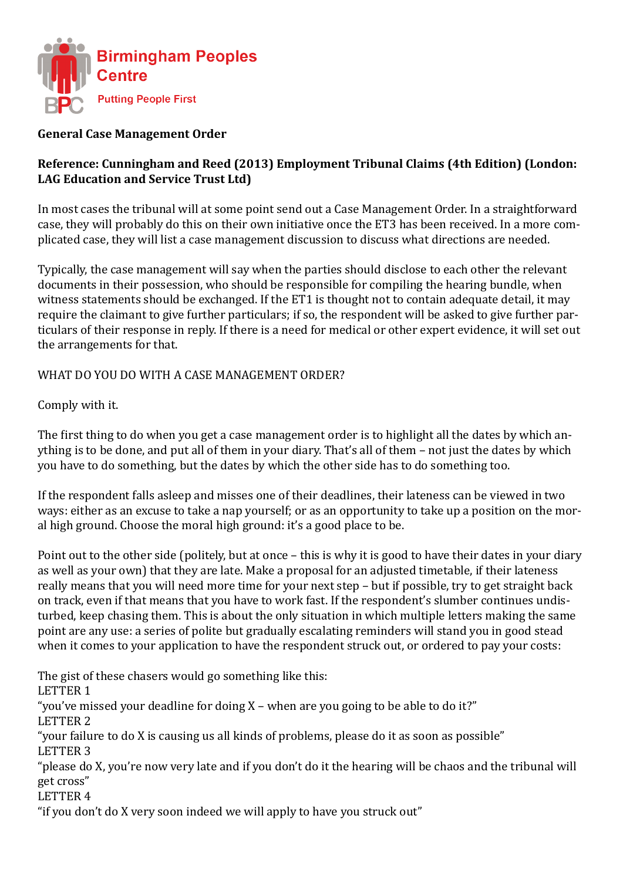Birmingham Peoples Centre

Putting People First

**General Case Management Order**

**Reference: Cunningham and Reed (2013) Employment Tribunal Claims (4th Edition) (London: LAG Education and Service Trust Ltd)**

In most cases the tribunal will at some point send out a Case Management Order. In a straightforward case, they will probably do this on their own initiative once the ET3 has been received. In a more complicated case, they will list a case management discussion to discuss what directions are needed.

Typically, the case management will say when the parties should disclose to each other the relevant documents in their possession, who should be responsible for compiling the hearing bundle, when witness statements should be exchanged. If the ET1 is thought not to contain adequate detail, it may require the claimant to give further particulars; if so, the respondent will be asked to give further particulars of their response in reply. If there is a need for medical or other expert evidence, it will set out the arrangements for that.

WHAT DO YOU DO WITH A CASE MANAGEMENT ORDER?

Comply with it.

The first thing to do when you get a case management order is to highlight all the dates by which anything is to be done, and put all of them in your diary. That's all of them – not just the dates by which you have to do something, but the dates by which the other side has to do something too.

If the respondent falls asleep and misses one of their deadlines, their lateness can be viewed in two ways: either as an excuse to take a nap yourself; or as an opportunity to take up a position on the moral high ground. Choose the moral high ground: it's a good place to be.

Point out to the other side (politely, but at once – this is why it is good to have their dates in your diary as well as your own) that they are late. Make a proposal for an adjusted timetable, if their lateness really means that you will need more time for your next step – but if possible, try to get straight back on track, even if that means that you have to work fast. If the respondent's slumber continues undisturbed, keep chasing them. This is about the only situation in which multiple letters making the same point are any use: a series of polite but gradually escalating reminders will stand you in good stead when it comes to your application to have the respondent struck out, or ordered to pay your costs:

The gist of these chasers would go something like this:

LETTER 1

"you've missed your deadline for doing X – when are you going to be able to do it?"

LETTER 2

"your failure to do X is causing us all kinds of problems, please do it as soon as possible"

LETTER 3

"please do X, you're now very late and if you don't do it the hearing will be chaos and the tribunal will get cross"

LETTER 4

"if you don't do X very soon indeed we will apply to have you struck out"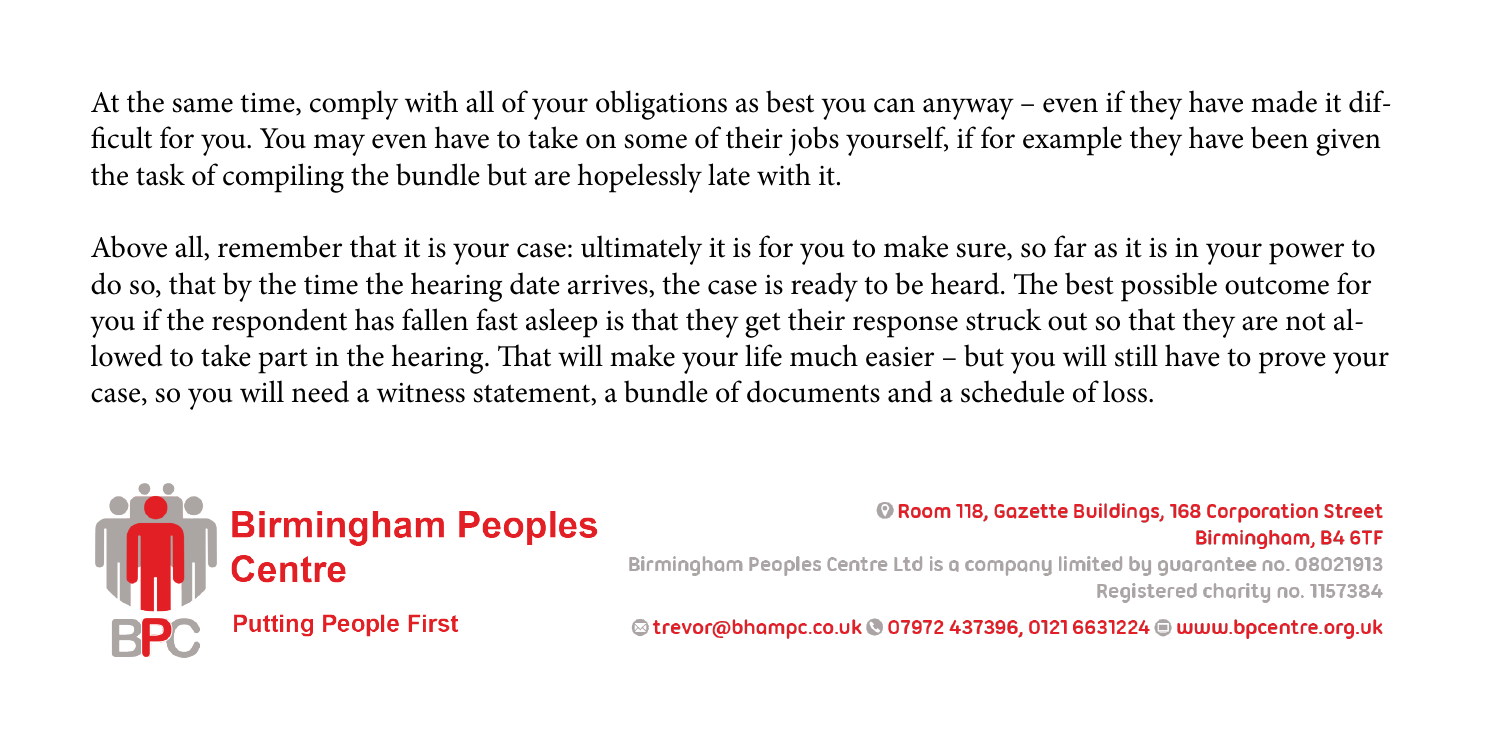At the same time, comply with all of your obligations as best you can anyway – even if they have made it difficult for you. You may even have to take on some of their jobs yourself, if for example they have been given the task of compiling the bundle but are hopelessly late with it.

Above all, remember that it is your case: ultimately it is for you to make sure, so far as it is in your power to do so, that by the time the hearing date arrives, the case is ready to be heard. The best possible outcome for you if the respondent has fallen fast asleep is that they get their response struck out so that they are not allowed to take part in the hearing. That will make your life much easier – but you will still have to prove your case, so you will need a witness statement, a bundle of documents and a schedule of loss.

**Birmingham Peoples Centre**

**Putting People First**

Room 118, Gazette Buildings, 168 Corporation Street
Birmingham, B4 6TF

Birmingham Peoples Centre Ltd is a company limited by guarantee no. 08021913
Registered charity no. 1157384

trevor@bhampc.co.uk 07972 437396, 0121 6631224 www.bpcentre.org.uk